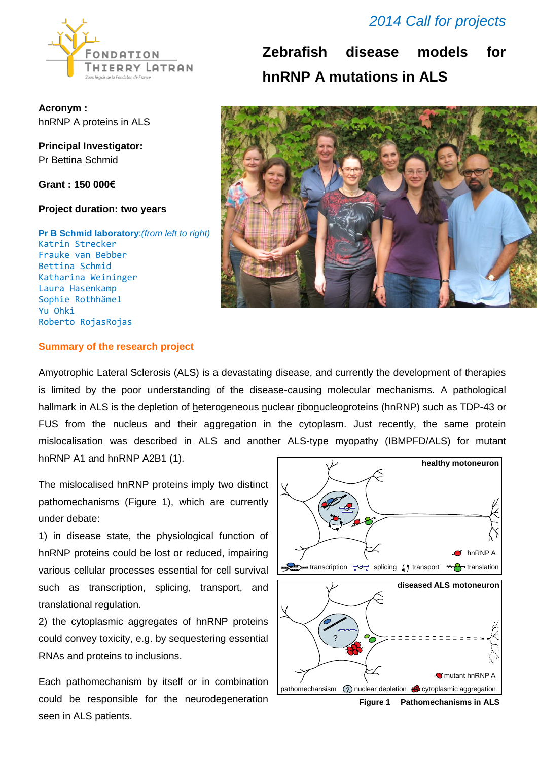*2014 Call for projects*

# Zebrafish disease models for hnRNP A mutations in ALS

**Acronym :**
hnRNP A proteins in ALS

**Principal Investigator:**
Pr Bettina Schmid

**Grant : 150 000€**

**Project duration: two years**

**Pr B Schmid laboratory**:*(from left to right)*
Katrin Strecker
Frauke van Bebber
Bettina Schmid
Katharina Weininger
Laura Hasenkamp
Sophie Rothhämel
Yu Ohki
Roberto RojasRojas

## Summary of the research project

Amyotrophic Lateral Sclerosis (ALS) is a devastating disease, and currently the development of therapies is limited by the poor understanding of the disease-causing molecular mechanisms. A pathological hallmark in ALS is the depletion of heterogeneous nuclear ribonucleoproteins (hnRNP) such as TDP-43 or FUS from the nucleus and their aggregation in the cytoplasm. Just recently, the same protein mislocalisation was described in ALS and another ALS-type myopathy (IBMPFD/ALS) for mutant hnRNP A1 and hnRNP A2B1 (1).

The mislocalised hnRNP proteins imply two distinct pathomechanisms (Figure 1), which are currently under debate:

1) in disease state, the physiological function of hnRNP proteins could be lost or reduced, impairing various cellular processes essential for cell survival such as transcription, splicing, transport, and translational regulation.

2) the cytoplasmic aggregates of hnRNP proteins could convey toxicity, e.g. by sequestering essential RNAs and proteins to inclusions.

Each pathomechanism by itself or in combination could be responsible for the neurodegeneration seen in ALS patients.

**Figure 1 Pathomechanisms in ALS**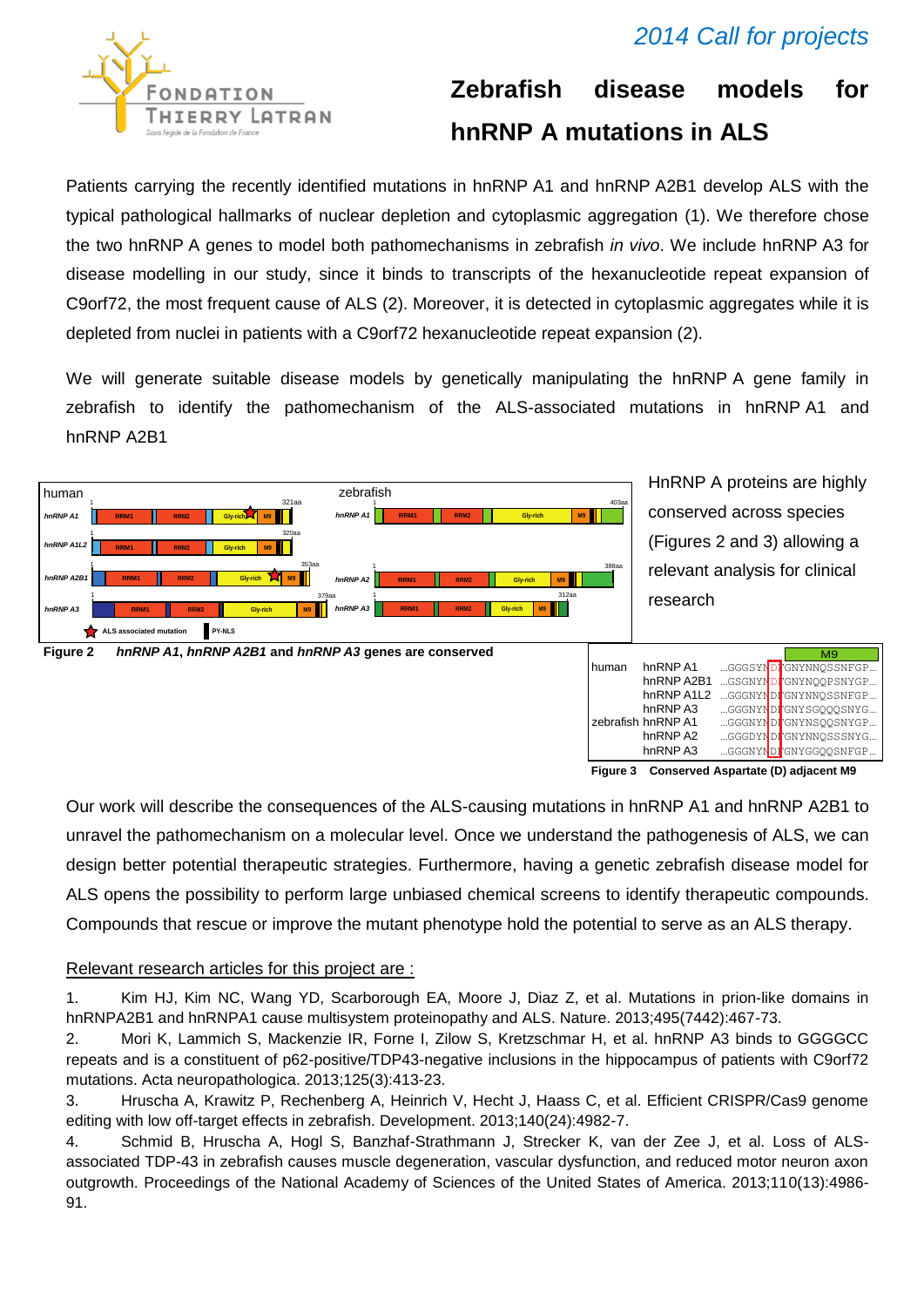*2014 Call for projects*

# Zebrafish disease models for hnRNP A mutations in ALS

Patients carrying the recently identified mutations in hnRNP A1 and hnRNP A2B1 develop ALS with the typical pathological hallmarks of nuclear depletion and cytoplasmic aggregation (1). We therefore chose the two hnRNP A genes to model both pathomechanisms in zebrafish *in vivo*. We include hnRNP A3 for disease modelling in our study, since it binds to transcripts of the hexanucleotide repeat expansion of C9orf72, the most frequent cause of ALS (2). Moreover, it is detected in cytoplasmic aggregates while it is depleted from nuclei in patients with a C9orf72 hexanucleotide repeat expansion (2).

We will generate suitable disease models by genetically manipulating the hnRNP A gene family in zebrafish to identify the pathomechanism of the ALS-associated mutations in hnRNP A1 and hnRNP A2B1

**Figure 2** ***hnRNP A1*, *hnRNP A2B1* and *hnRNP A3* genes are conserved**

HnRNP A proteins are highly conserved across species (Figures 2 and 3) allowing a relevant analysis for clinical research

| | | M9 |
|---|---|---|
| human | hnRNP A1 | …GGGSYNDFGNYNNQSSNFGP… |
| | hnRNP A2B1 | …GSGNYNDFGNYNQQPSNYGP… |
| | hnRNP A1L2 | …GGGNYNDFGNYNNQSSNFGP… |
| | hnRNP A3 | …GGGNYNDFGNYSGQQQSNYG… |
| zebrafish | hnRNP A1 | …GGGNYNDFGNYNSQQSNYGP… |
| | hnRNP A2 | …GGGDYNDFGNYNNQSSSNYG… |
| | hnRNP A3 | …GGGNYNDFGNYGGQQSNFGP… |

**Figure 3 Conserved Aspartate (D) adjacent M9**

Our work will describe the consequences of the ALS-causing mutations in hnRNP A1 and hnRNP A2B1 to unravel the pathomechanism on a molecular level. Once we understand the pathogenesis of ALS, we can design better potential therapeutic strategies. Furthermore, having a genetic zebrafish disease model for ALS opens the possibility to perform large unbiased chemical screens to identify therapeutic compounds. Compounds that rescue or improve the mutant phenotype hold the potential to serve as an ALS therapy.

Relevant research articles for this project are :

1. Kim HJ, Kim NC, Wang YD, Scarborough EA, Moore J, Diaz Z, et al. Mutations in prion-like domains in hnRNPA2B1 and hnRNPA1 cause multisystem proteinopathy and ALS. Nature. 2013;495(7442):467-73.
2. Mori K, Lammich S, Mackenzie IR, Forne I, Zilow S, Kretzschmar H, et al. hnRNP A3 binds to GGGGCC repeats and is a constituent of p62-positive/TDP43-negative inclusions in the hippocampus of patients with C9orf72 mutations. Acta neuropathologica. 2013;125(3):413-23.
3. Hruscha A, Krawitz P, Rechenberg A, Heinrich V, Hecht J, Haass C, et al. Efficient CRISPR/Cas9 genome editing with low off-target effects in zebrafish. Development. 2013;140(24):4982-7.
4. Schmid B, Hruscha A, Hogl S, Banzhaf-Strathmann J, Strecker K, van der Zee J, et al. Loss of ALS-associated TDP-43 in zebrafish causes muscle degeneration, vascular dysfunction, and reduced motor neuron axon outgrowth. Proceedings of the National Academy of Sciences of the United States of America. 2013;110(13):4986-91.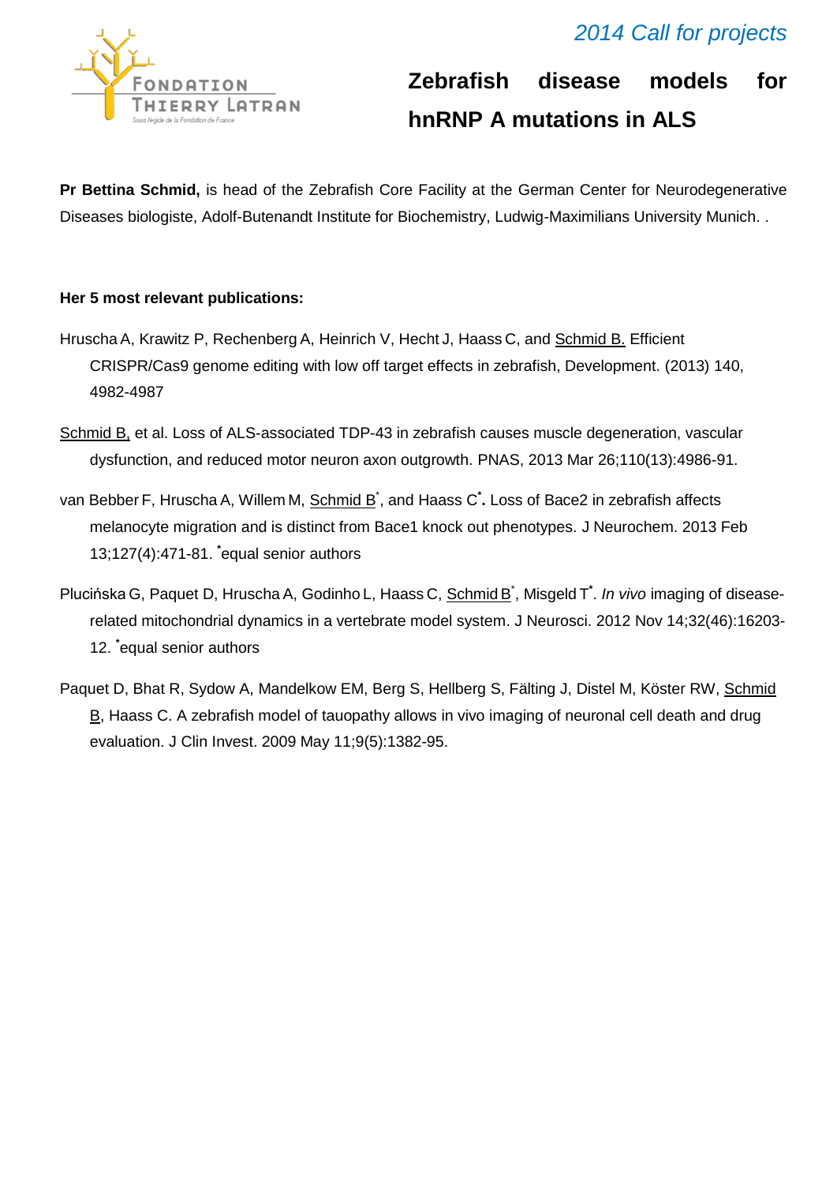*2014 Call for projects*

# Zebrafish disease models for hnRNP A mutations in ALS

**Pr Bettina Schmid,** is head of the Zebrafish Core Facility at the German Center for Neurodegenerative Diseases biologiste, Adolf-Butenandt Institute for Biochemistry, Ludwig-Maximilians University Munich. .

**Her 5 most relevant publications:**

Hruscha A, Krawitz P, Rechenberg A, Heinrich V, Hecht J, Haass C, and Schmid B. Efficient CRISPR/Cas9 genome editing with low off target effects in zebrafish, Development. (2013) 140, 4982-4987

Schmid B, et al. Loss of ALS-associated TDP-43 in zebrafish causes muscle degeneration, vascular dysfunction, and reduced motor neuron axon outgrowth. PNAS, 2013 Mar 26;110(13):4986-91.

van Bebber F, Hruscha A, Willem M, Schmid B*, and Haass C*. Loss of Bace2 in zebrafish affects melanocyte migration and is distinct from Bace1 knock out phenotypes. J Neurochem. 2013 Feb 13;127(4):471-81. *equal senior authors

Plucińska G, Paquet D, Hruscha A, Godinho L, Haass C, Schmid B*, Misgeld T*. *In vivo* imaging of disease-related mitochondrial dynamics in a vertebrate model system. J Neurosci. 2012 Nov 14;32(46):16203-12. *equal senior authors

Paquet D, Bhat R, Sydow A, Mandelkow EM, Berg S, Hellberg S, Fälting J, Distel M, Köster RW, Schmid B, Haass C. A zebrafish model of tauopathy allows in vivo imaging of neuronal cell death and drug evaluation. J Clin Invest. 2009 May 11;9(5):1382-95.